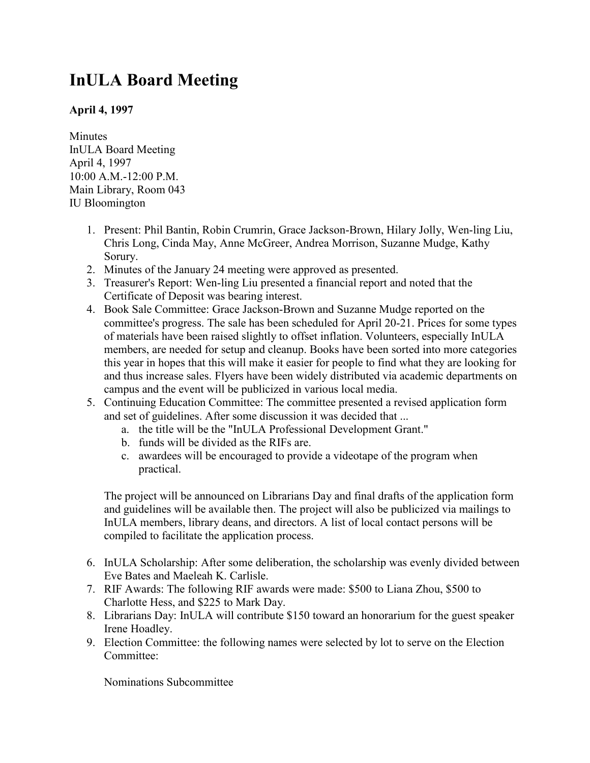# InULA Board Meeting

**April 4, 1997**

Minutes  
InULA Board Meeting  
April 4, 1997  
10:00 A.M.-12:00 P.M.  
Main Library, Room 043  
IU Bloomington

1. Present: Phil Bantin, Robin Crumrin, Grace Jackson-Brown, Hilary Jolly, Wen-ling Liu, Chris Long, Cinda May, Anne McGreer, Andrea Morrison, Suzanne Mudge, Kathy Sorury.
2. Minutes of the January 24 meeting were approved as presented.
3. Treasurer's Report: Wen-ling Liu presented a financial report and noted that the Certificate of Deposit was bearing interest.
4. Book Sale Committee: Grace Jackson-Brown and Suzanne Mudge reported on the committee's progress. The sale has been scheduled for April 20-21. Prices for some types of materials have been raised slightly to offset inflation. Volunteers, especially InULA members, are needed for setup and cleanup. Books have been sorted into more categories this year in hopes that this will make it easier for people to find what they are looking for and thus increase sales. Flyers have been widely distributed via academic departments on campus and the event will be publicized in various local media.
5. Continuing Education Committee: The committee presented a revised application form and set of guidelines. After some discussion it was decided that ...
    a. the title will be the "InULA Professional Development Grant."
    b. funds will be divided as the RIFs are.
    c. awardees will be encouraged to provide a videotape of the program when practical.

    The project will be announced on Librarians Day and final drafts of the application form and guidelines will be available then. The project will also be publicized via mailings to InULA members, library deans, and directors. A list of local contact persons will be compiled to facilitate the application process.

6. InULA Scholarship: After some deliberation, the scholarship was evenly divided between Eve Bates and Maeleah K. Carlisle.
7. RIF Awards: The following RIF awards were made: $500 to Liana Zhou, $500 to Charlotte Hess, and $225 to Mark Day.
8. Librarians Day: InULA will contribute $150 toward an honorarium for the guest speaker Irene Hoadley.
9. Election Committee: the following names were selected by lot to serve on the Election Committee:

    Nominations Subcommittee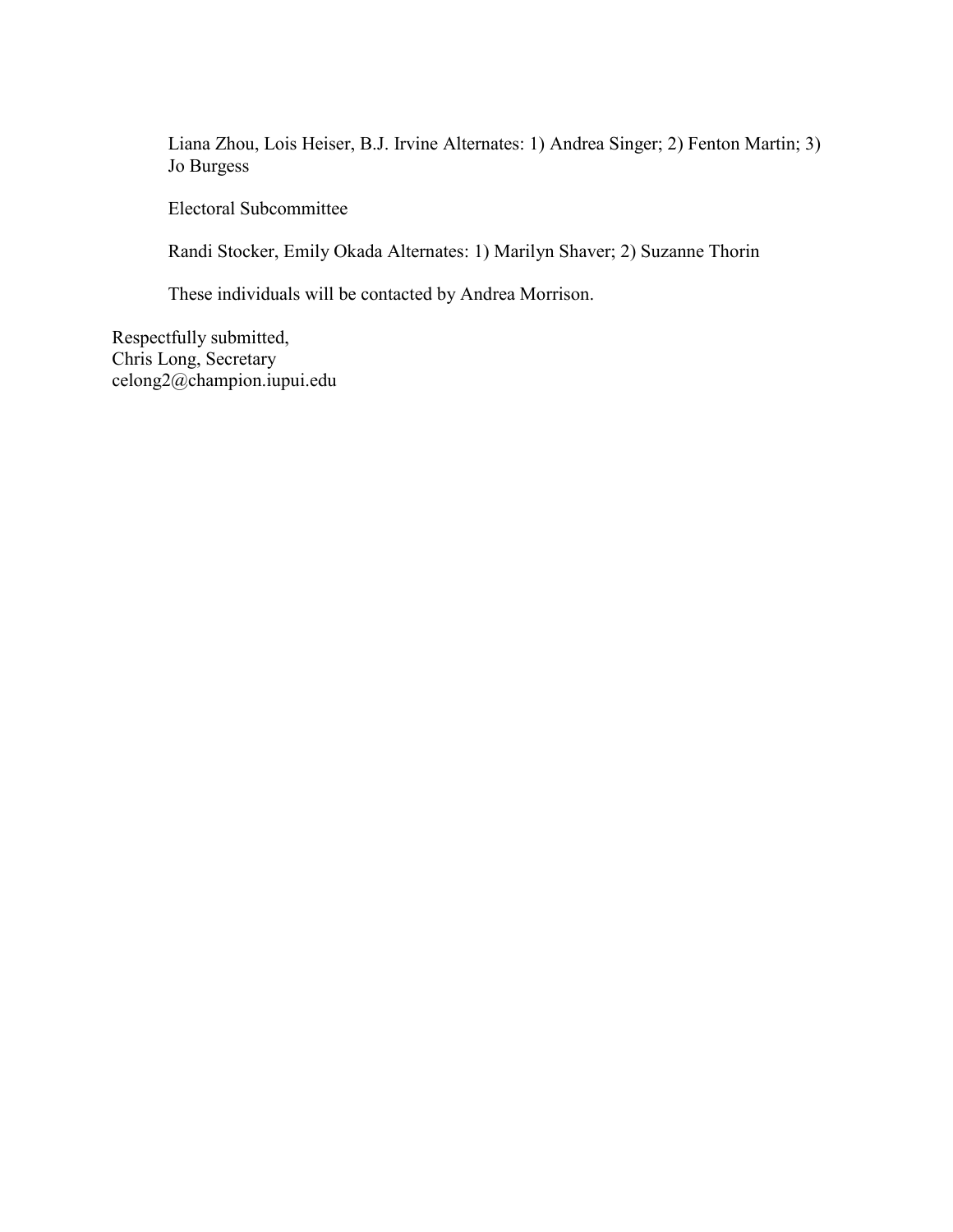Liana Zhou, Lois Heiser, B.J. Irvine Alternates: 1) Andrea Singer; 2) Fenton Martin; 3) Jo Burgess

Electoral Subcommittee

Randi Stocker, Emily Okada Alternates: 1) Marilyn Shaver; 2) Suzanne Thorin

These individuals will be contacted by Andrea Morrison.

Respectfully submitted,
Chris Long, Secretary
celong2@champion.iupui.edu